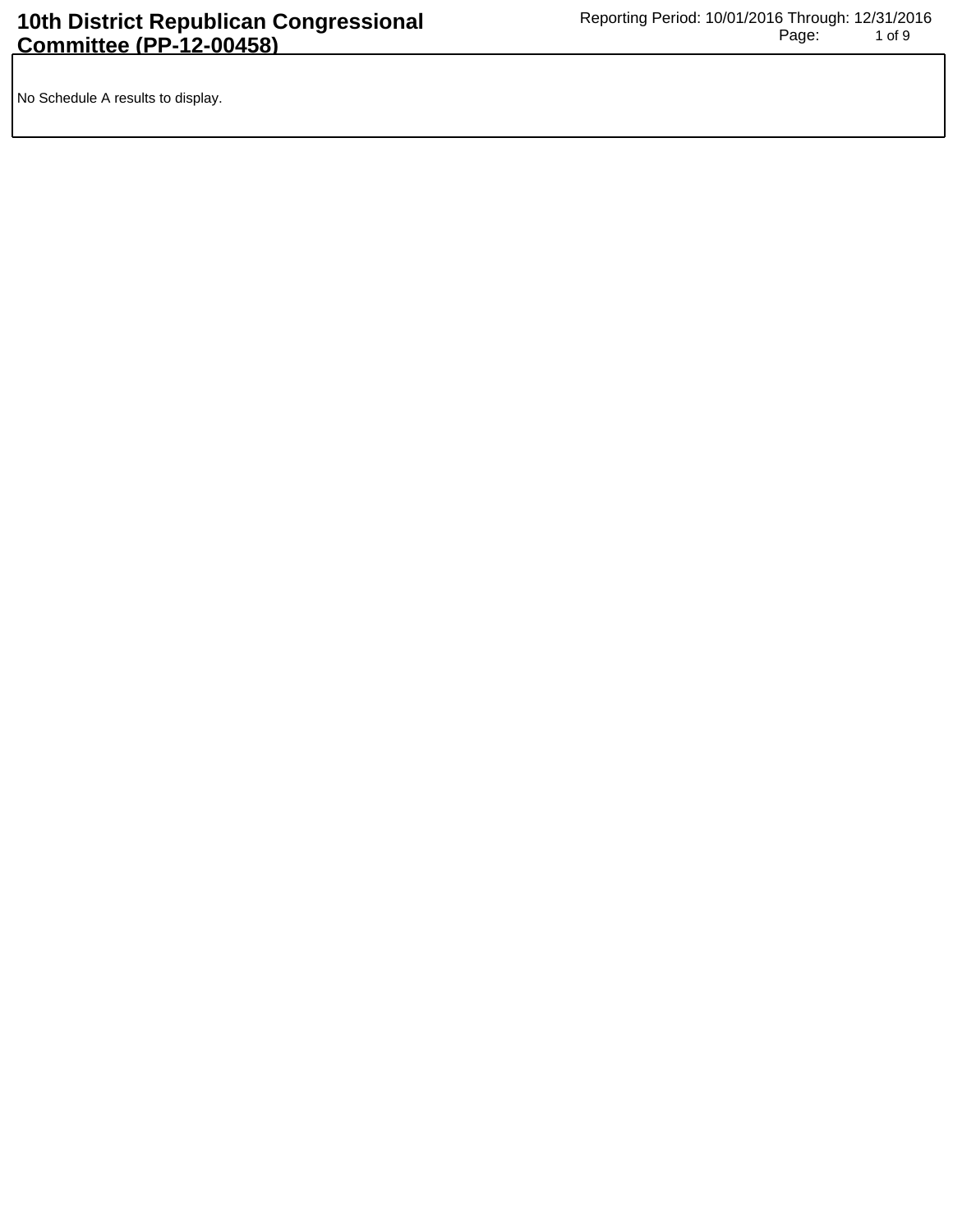# 10th District Republican Congressional Committee (PP-12-00458)

Reporting Period: 10/01/2016 Through: 12/31/2016

No Schedule A results to display.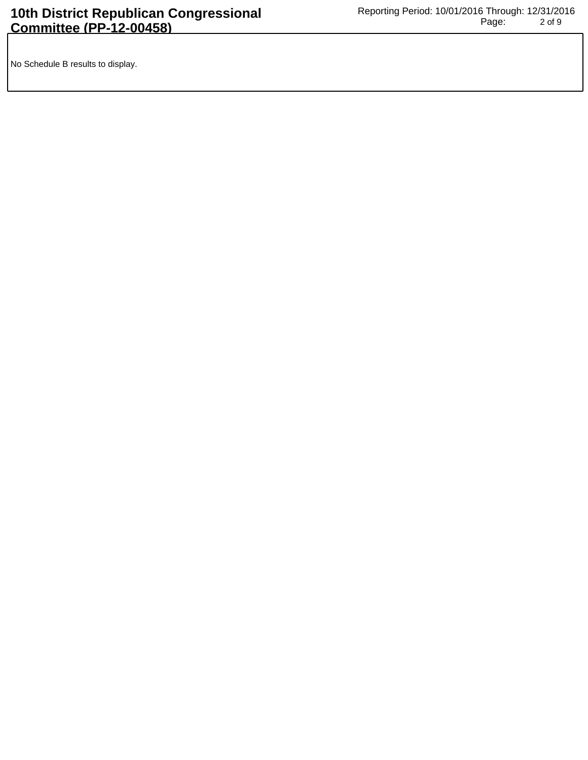No Schedule B results to display.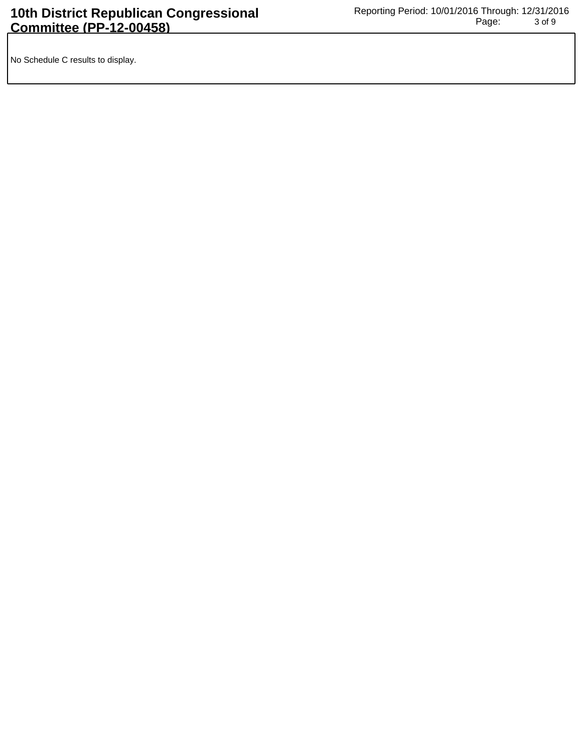No Schedule C results to display.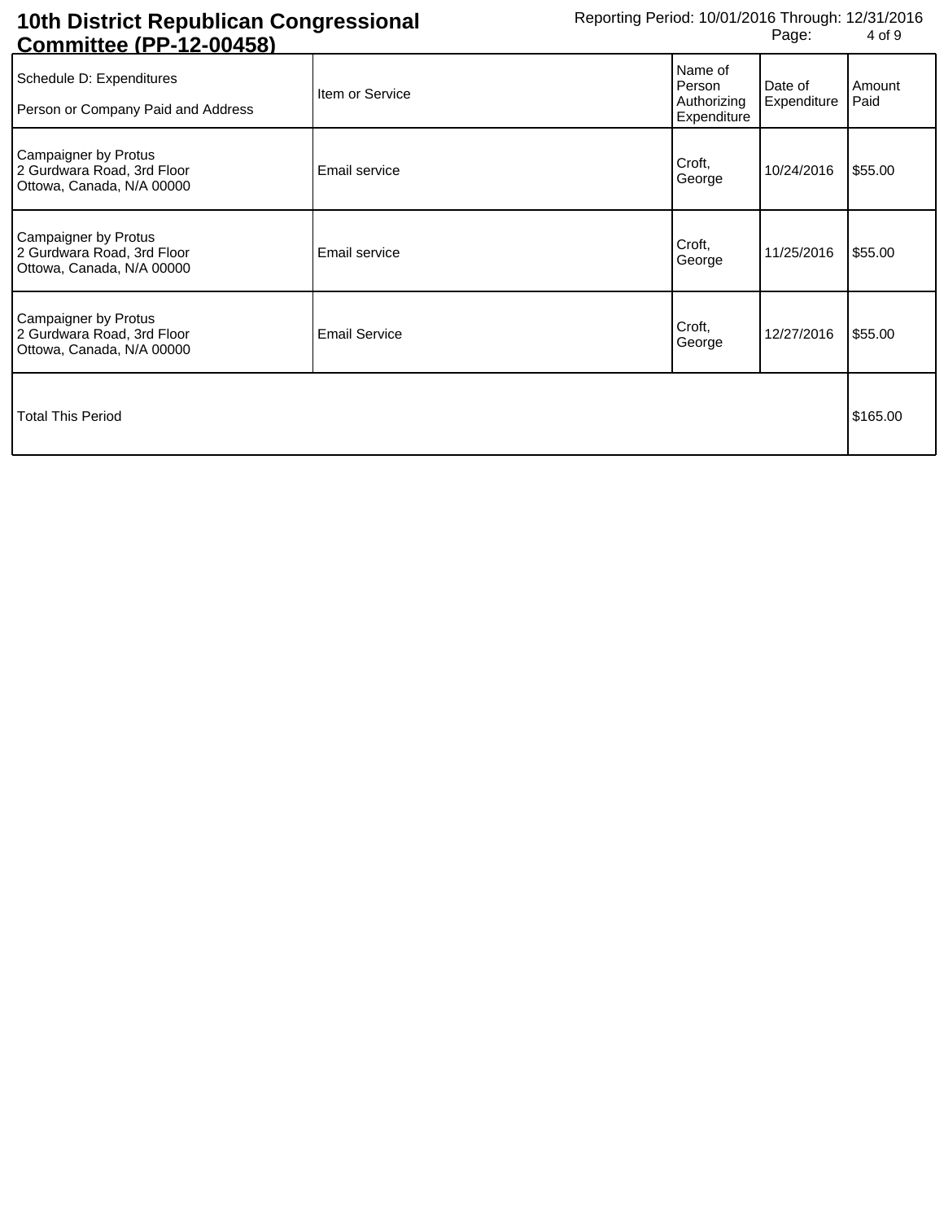# 10th District Republican Congressional Committee (PP-12-00458)

Reporting Period: 10/01/2016 Through: 12/31/2016

| Schedule D: Expenditures<br><br>Person or Company Paid and Address | Item or Service | Name of Person Authorizing Expenditure | Date of Expenditure | Amount Paid |
|---|---|---|---|---|
| Campaigner by Protus<br>2 Gurdwara Road, 3rd Floor<br>Ottowa, Canada, N/A 00000 | Email service | Croft, George | 10/24/2016 | $55.00 |
| Campaigner by Protus<br>2 Gurdwara Road, 3rd Floor<br>Ottowa, Canada, N/A 00000 | Email service | Croft, George | 11/25/2016 | $55.00 |
| Campaigner by Protus<br>2 Gurdwara Road, 3rd Floor<br>Ottowa, Canada, N/A 00000 | Email Service | Croft, George | 12/27/2016 | $55.00 |
| Total This Period | | | | $165.00 |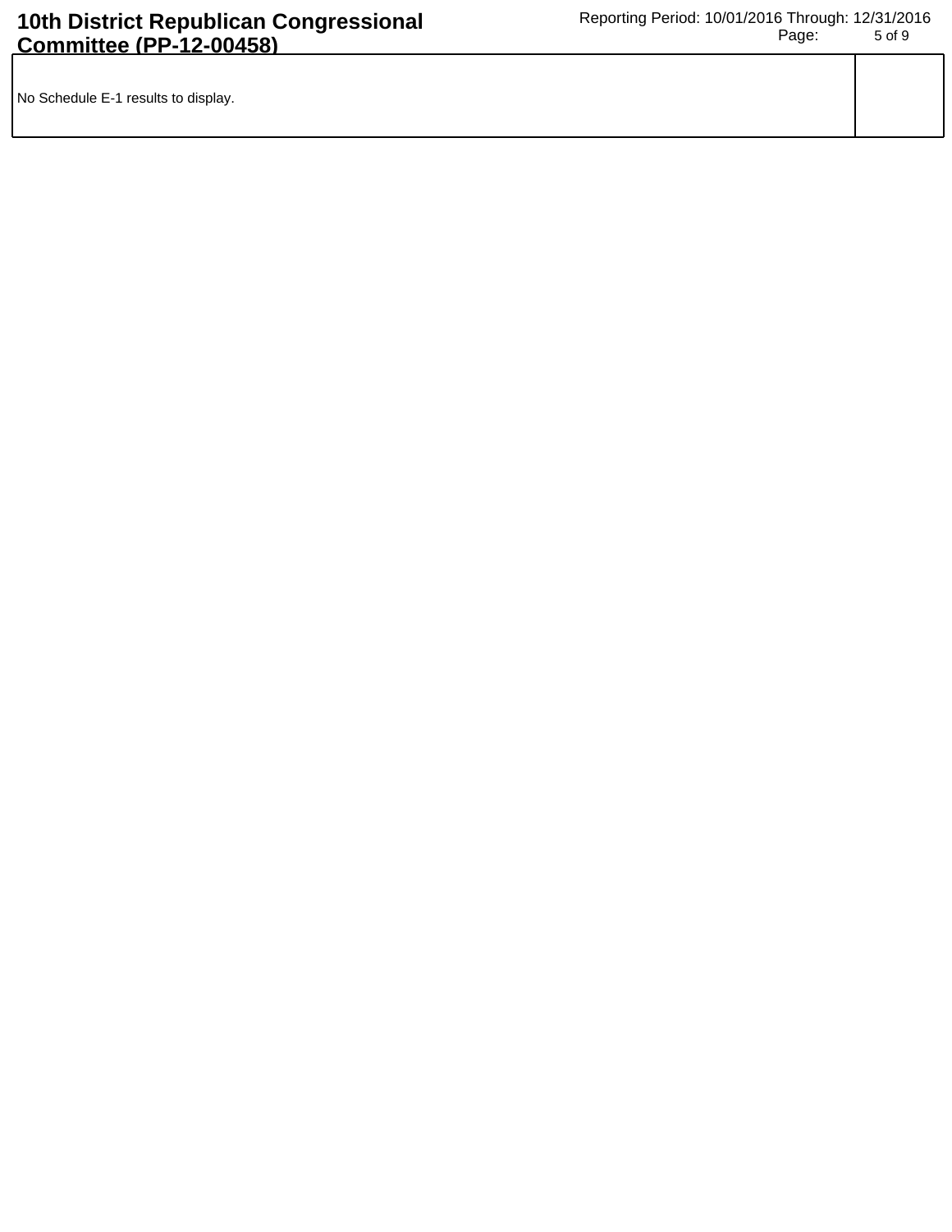| No Schedule E-1 results to display. | |
|---|---|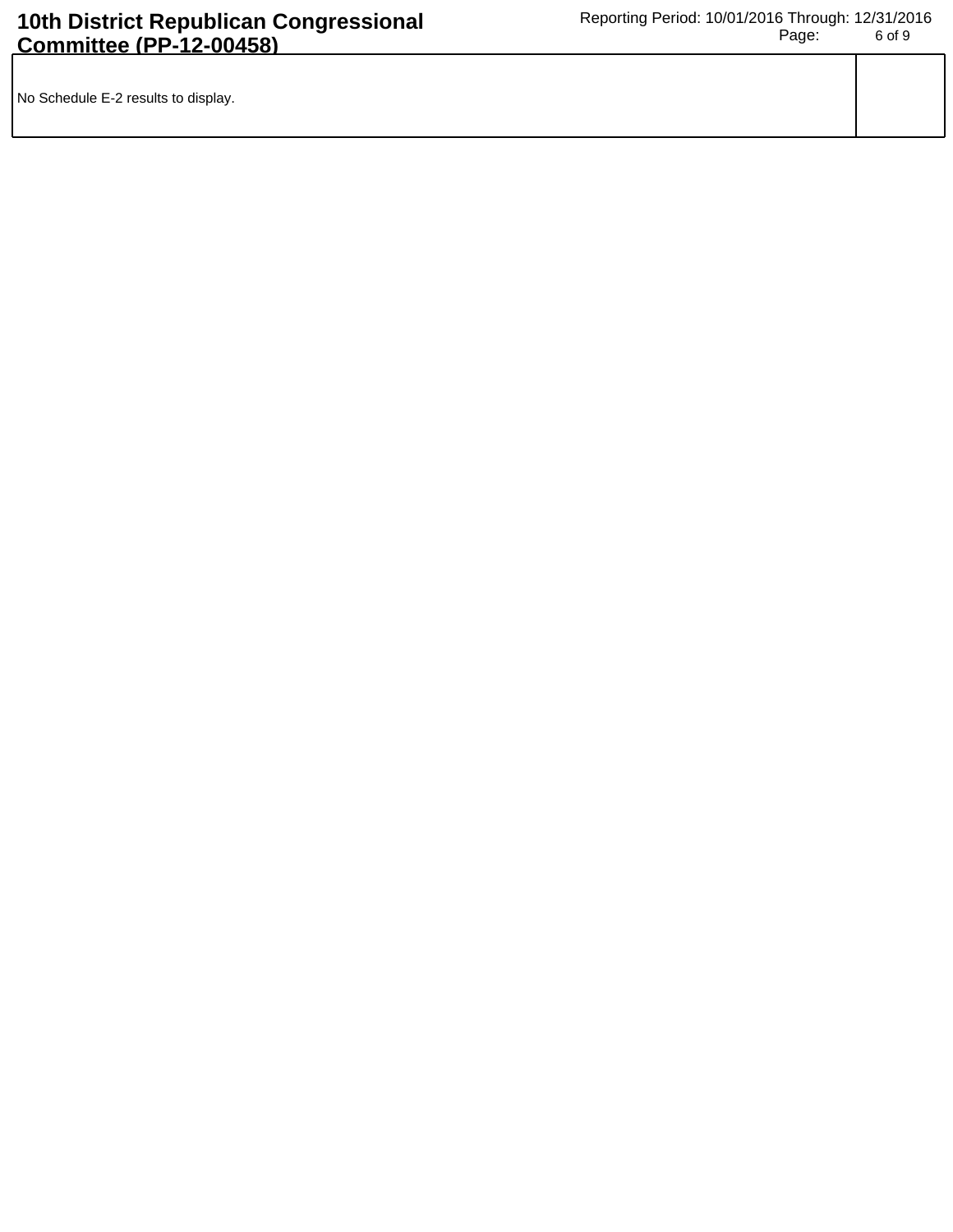| No Schedule E-2 results to display. | |
| --- | --- |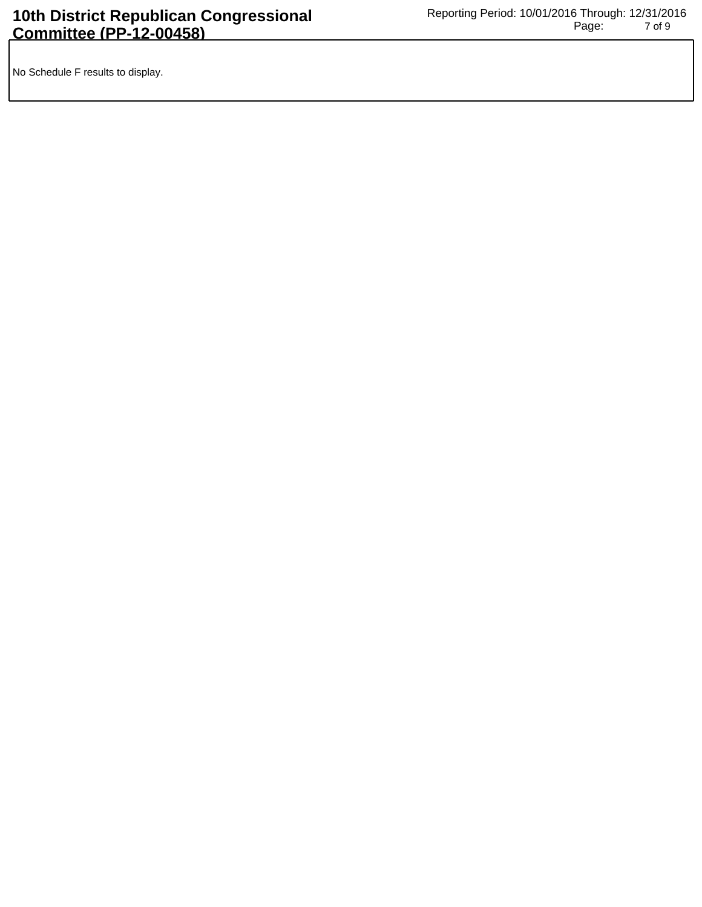No Schedule F results to display.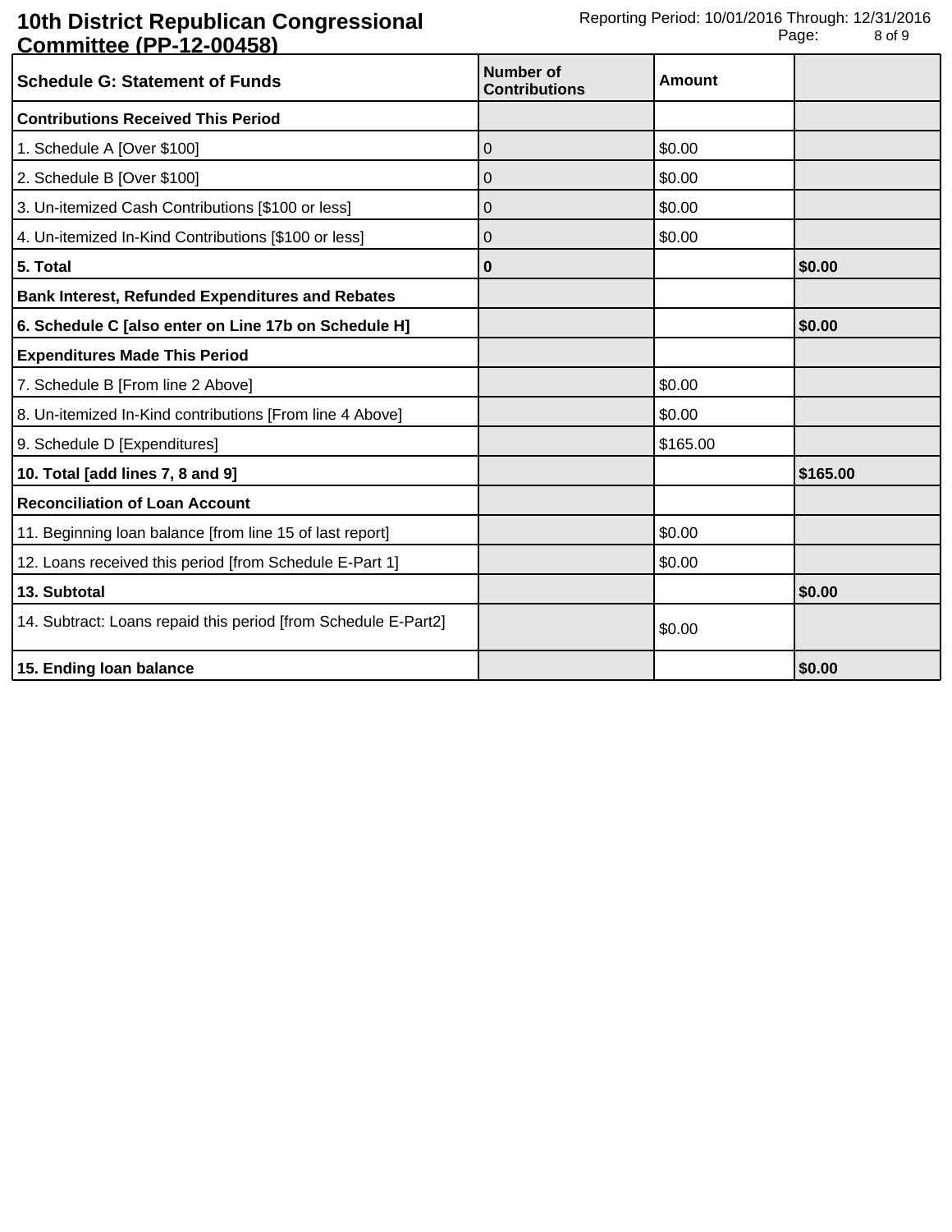**10th District Republican Congressional Committee (PP-12-00458)**

Reporting Period: 10/01/2016 Through: 12/31/2016

| **Schedule G: Statement of Funds** | **Number of Contributions** | **Amount** | |
|---|---|---|---|
| **Contributions Received This Period** | | | |
| 1. Schedule A [Over $100] | 0 | $0.00 | |
| 2. Schedule B [Over $100] | 0 | $0.00 | |
| 3. Un-itemized Cash Contributions [$100 or less] | 0 | $0.00 | |
| 4. Un-itemized In-Kind Contributions [$100 or less] | 0 | $0.00 | |
| **5. Total** | **0** | | **$0.00** |
| **Bank Interest, Refunded Expenditures and Rebates** | | | |
| **6. Schedule C [also enter on Line 17b on Schedule H]** | | | **$0.00** |
| **Expenditures Made This Period** | | | |
| 7. Schedule B [From line 2 Above] | | $0.00 | |
| 8. Un-itemized In-Kind contributions [From line 4 Above] | | $0.00 | |
| 9. Schedule D [Expenditures] | | $165.00 | |
| **10. Total [add lines 7, 8 and 9]** | | | **$165.00** |
| **Reconciliation of Loan Account** | | | |
| 11. Beginning loan balance [from line 15 of last report] | | $0.00 | |
| 12. Loans received this period [from Schedule E-Part 1] | | $0.00 | |
| **13. Subtotal** | | | **$0.00** |
| 14. Subtract: Loans repaid this period [from Schedule E-Part2] | | $0.00 | |
| **15. Ending loan balance** | | | **$0.00** |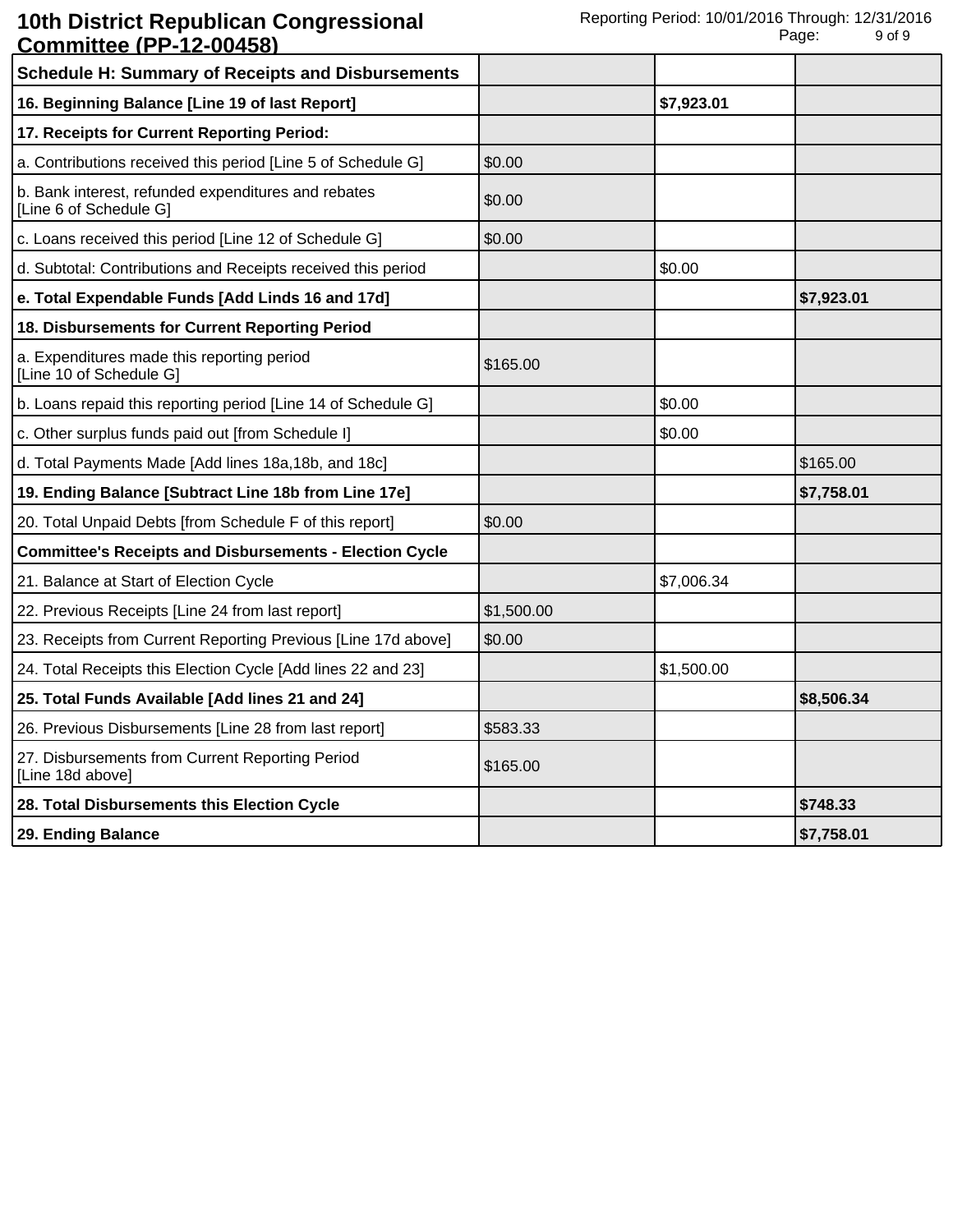# 10th District Republican Congressional Committee (PP-12-00458)

Reporting Period: 10/01/2016 Through: 12/31/2016

| Schedule H: Summary of Receipts and Disbursements | | | |
|---|---|---|---|
| **16. Beginning Balance [Line 19 of last Report]** | | **$7,923.01** | |
| **17. Receipts for Current Reporting Period:** | | | |
| a. Contributions received this period [Line 5 of Schedule G] | $0.00 | | |
| b. Bank interest, refunded expenditures and rebates [Line 6 of Schedule G] | $0.00 | | |
| c. Loans received this period [Line 12 of Schedule G] | $0.00 | | |
| d. Subtotal: Contributions and Receipts received this period | | $0.00 | |
| **e. Total Expendable Funds [Add Linds 16 and 17d]** | | | **$7,923.01** |
| **18. Disbursements for Current Reporting Period** | | | |
| a. Expenditures made this reporting period [Line 10 of Schedule G] | $165.00 | | |
| b. Loans repaid this reporting period [Line 14 of Schedule G] | | $0.00 | |
| c. Other surplus funds paid out [from Schedule I] | | $0.00 | |
| d. Total Payments Made [Add lines 18a,18b, and 18c] | | | $165.00 |
| **19. Ending Balance [Subtract Line 18b from Line 17e]** | | | **$7,758.01** |
| 20. Total Unpaid Debts [from Schedule F of this report] | $0.00 | | |
| **Committee's Receipts and Disbursements - Election Cycle** | | | |
| 21. Balance at Start of Election Cycle | | $7,006.34 | |
| 22. Previous Receipts [Line 24 from last report] | $1,500.00 | | |
| 23. Receipts from Current Reporting Previous [Line 17d above] | $0.00 | | |
| 24. Total Receipts this Election Cycle [Add lines 22 and 23] | | $1,500.00 | |
| **25. Total Funds Available [Add lines 21 and 24]** | | | **$8,506.34** |
| 26. Previous Disbursements [Line 28 from last report] | $583.33 | | |
| 27. Disbursements from Current Reporting Period [Line 18d above] | $165.00 | | |
| **28. Total Disbursements this Election Cycle** | | | **$748.33** |
| **29. Ending Balance** | | | **$7,758.01** |